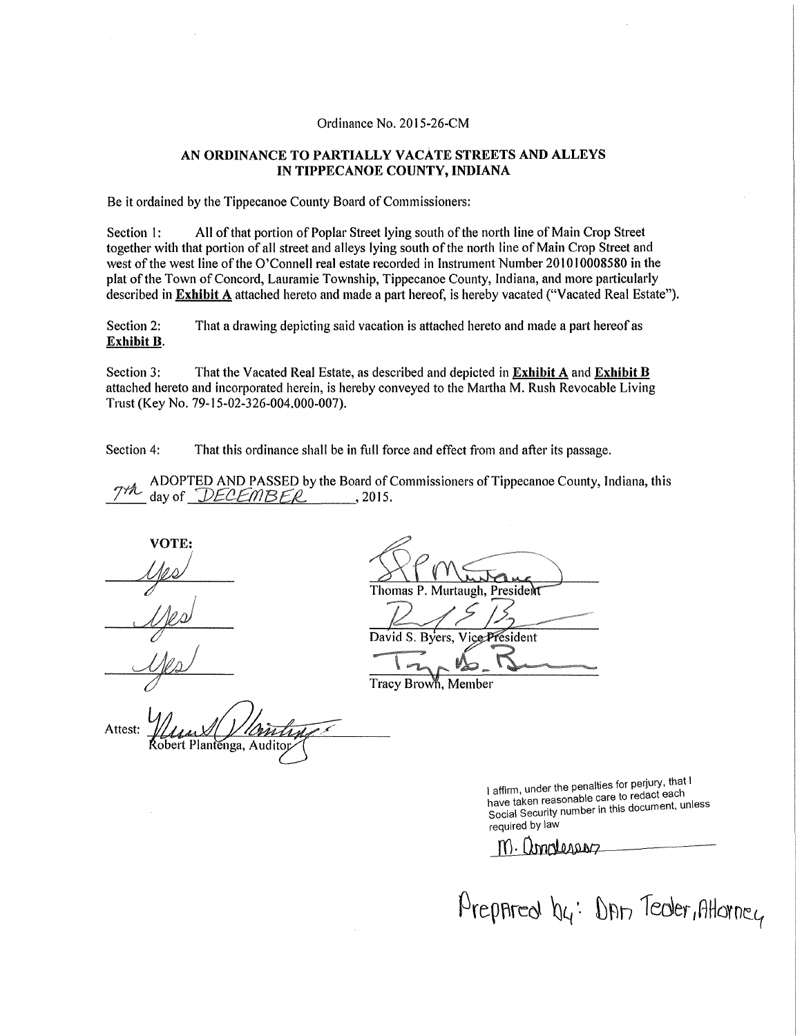Ordinance No. 2015-26-CM

## AN ORDINANCE TO PARTIALLY VACATE STREETS AND ALLEYS IN TIPPECANOE COUNTY, INDIANA

Be it ordained by the Tippecanoe County Board of Commissioners:

Section 1: All of that portion of Poplar Street lying south of the north line of Main Crop Street together with that portion of all street and alleys lying south of the north line of Main Crop Street and west of the west line of the O'Connell real estate recorded in Instrument Number 201010008580 in the plat of the Town of Concord, Lauramie Township, Tippecanoe County, Indiana, and more particularly described in **Exhibit A** attached hereto and made a part hereof, is hereby vacated ("Vacated Real Estate").

Section 2: That a drawing depicting said vacation is attached hereto and made a part hereof as **Exhibit B**.

Section 3: That the Vacated Real Estate, as described and depicted in **Exhibit A** and **Exhibit B** attached hereto and incorporated herein, is hereby conveyed to the Martha M. Rush Revocable Living Trust (Key No. 79-15-02-326-004.000-007).

Section 4: That this ordinance shall be in full force and effect from and after its passage.

ADOPTED AND PASSED by the Board of Commissioners of Tippecanoe County, Indiana, this 7th day of DECEMBER, 2015.

**VOTE:**

| VOTE | |
|---|---|
| Yes | Thomas P. Murtaugh, President |
| Yes | David S. Byers, Vice-President |
| Yes | Tracy Brown, Member |

Attest: Robert Plantenga, Auditor

I affirm, under the penalties for perjury, that I have taken reasonable care to redact each Social Security number in this document, unless required by law

M. Anderson

Prepared by: Dan Teder, Attorney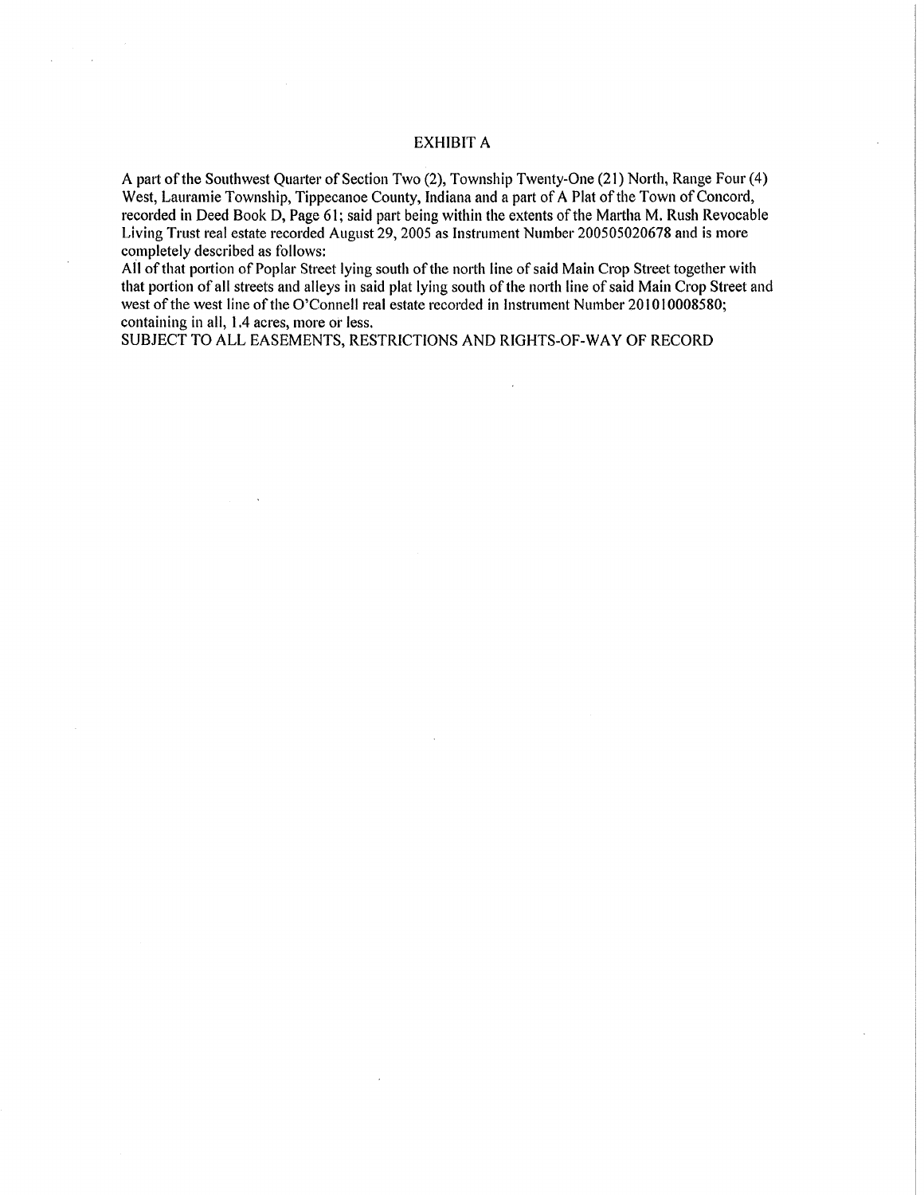# EXHIBIT A

A part of the Southwest Quarter of Section Two (2), Township Twenty-One (21) North, Range Four (4) West, Lauramie Township, Tippecanoe County, Indiana and a part of A Plat of the Town of Concord, recorded in Deed Book D, Page 61; said part being within the extents of the Martha M. Rush Revocable Living Trust real estate recorded August 29, 2005 as Instrument Number 200505020678 and is more completely described as follows:

All of that portion of Poplar Street lying south of the north line of said Main Crop Street together with that portion of all streets and alleys in said plat lying south of the north line of said Main Crop Street and west of the west line of the O'Connell real estate recorded in Instrument Number 201010008580; containing in all, 1.4 acres, more or less.

SUBJECT TO ALL EASEMENTS, RESTRICTIONS AND RIGHTS-OF-WAY OF RECORD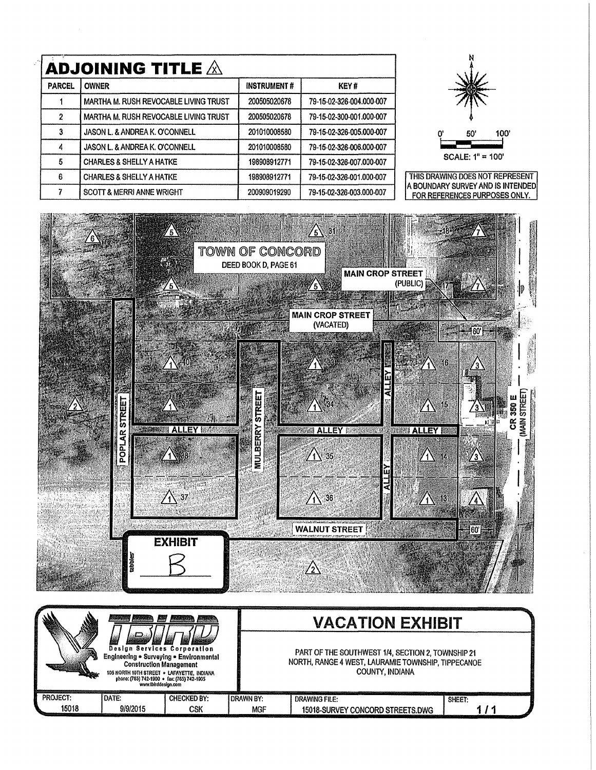## ADJOINING TITLE

| PARCEL | OWNER | INSTRUMENT # | KEY # |
|---|---|---|---|
| 1 | MARTHA M. RUSH REVOCABLE LIVING TRUST | 200505020678 | 79-15-02-326-004.000-007 |
| 2 | MARTHA M. RUSH REVOCABLE LIVING TRUST | 200505020678 | 79-15-02-300-001.000-007 |
| 3 | JASON L. & ANDREA K. O'CONNELL | 201010008580 | 79-15-02-326-005.000-007 |
| 4 | JASON L. & ANDREA K. O'CONNELL | 201010008580 | 79-15-02-326-006.000-007 |
| 5 | CHARLES & SHELLY A HATKE | 198908912771 | 79-15-02-326-007.000-007 |
| 6 | CHARLES & SHELLY A HATKE | 198908912771 | 79-15-02-326-001.000-007 |
| 7 | SCOTT & MERRI ANNE WRIGHT | 200909019290 | 79-15-02-326-003.000-007 |

N

0' 50' 100'

SCALE: 1" = 100'

THIS DRAWING DOES NOT REPRESENT A BOUNDARY SURVEY AND IS INTENDED FOR REFERENCES PURPOSES ONLY.

TOWN OF CONCORD
DEED BOOK D, PAGE 61

MAIN CROP STREET (PUBLIC)

MAIN CROP STREET (VACATED)

POPLAR STREET

MULBERRY STREET

ALLEY

WALNUT STREET

CR 350 E (MAIN STREET)

60'

42, 41, 40, 39, 38, 37, 31, 32, 33, 34, 35, 36, 18, 17, 16, 15, 14, 13

EXHIBIT B

**TBIRD Design Services Corporation**
Engineering • Surveying • Environmental
Construction Management
105 NORTH 10TH STREET • LAFAYETTE, INDIANA
phone: (765) 742-1900 • fax: (765) 742-1905
www.tbirddesign.com

# VACATION EXHIBIT

PART OF THE SOUTHWEST 1/4, SECTION 2, TOWNSHIP 21 NORTH, RANGE 4 WEST, LAURAMIE TOWNSHIP, TIPPECANOE COUNTY, INDIANA

| PROJECT: | DATE: | CHECKED BY: | DRAWN BY: | DRAWING FILE: | SHEET: |
|---|---|---|---|---|---|
| 15018 | 9/9/2015 | CSK | MGF | 15018-SURVEY CONCORD STREETS.DWG | 1 / 1 |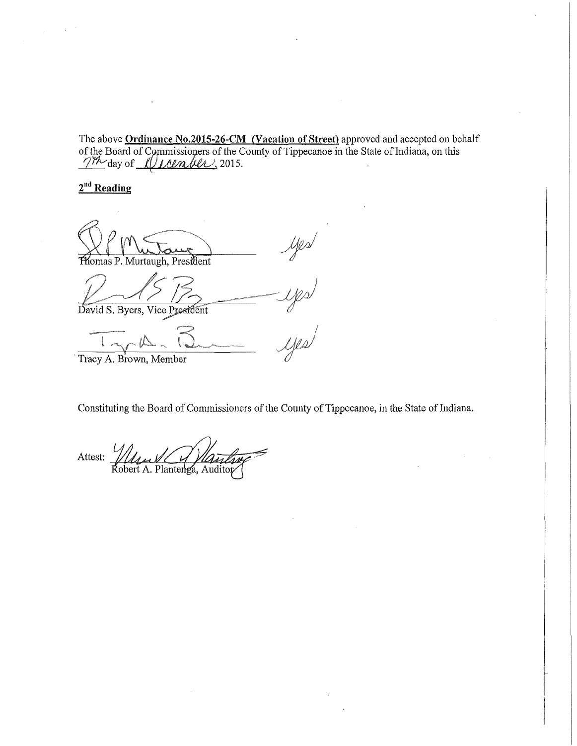The above **Ordinance No.2015-26-CM (Vacation of Street)** approved and accepted on behalf of the Board of Commissioners of the County of Tippecanoe in the State of Indiana, on this 7th day of December, 2015.

**2nd Reading**

Thomas P. Murtaugh, President — yes

David S. Byers, Vice President — yes

Tracy A. Brown, Member — yes

Constituting the Board of Commissioners of the County of Tippecanoe, in the State of Indiana.

Attest: Robert A. Plantenga, Auditor